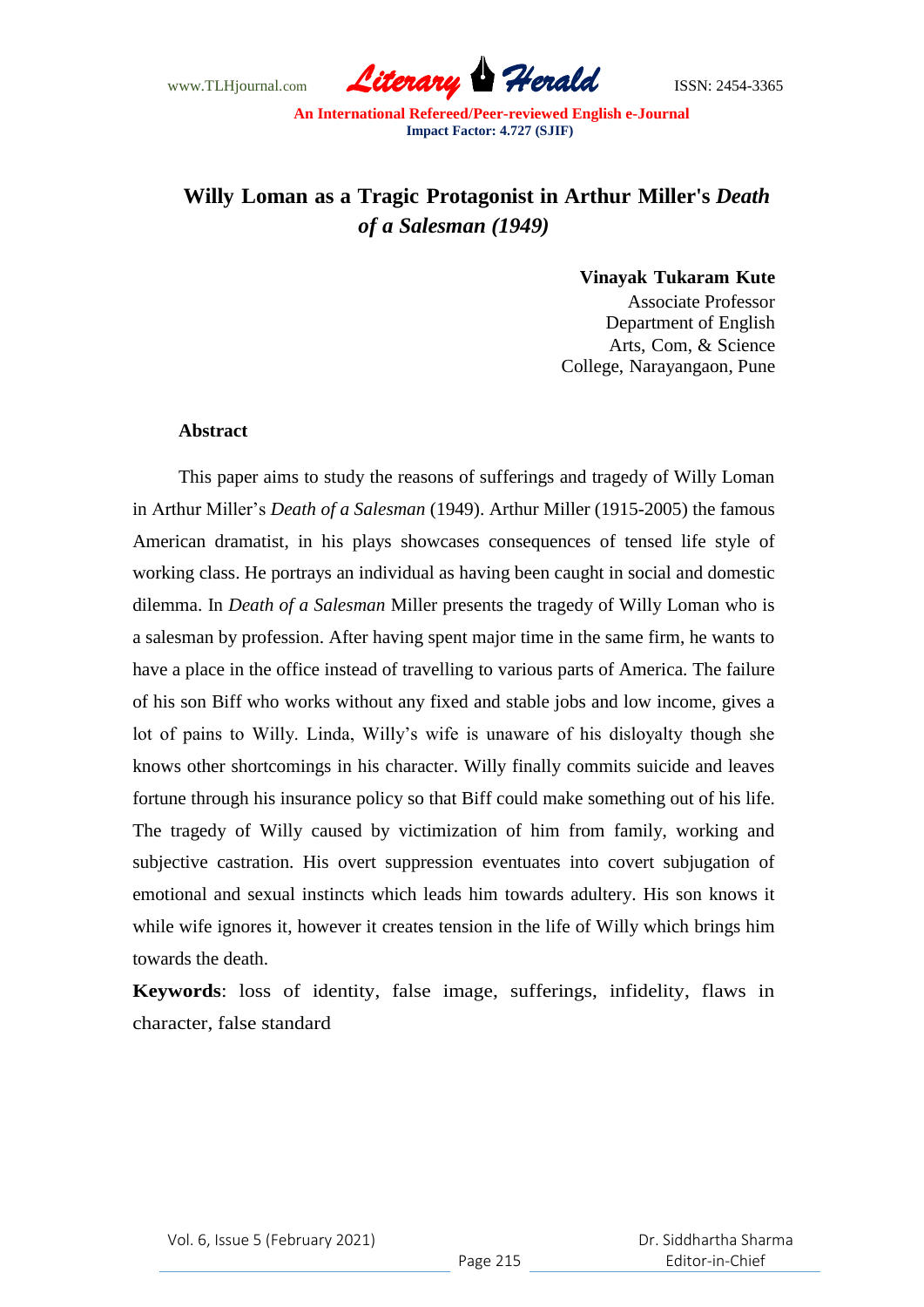# Willy Loman as a Tragic Protagonist in Arthur Miller's *Death of a Salesman (1949)*

**Vinayak Tukaram Kute**
Associate Professor
Department of English
Arts, Com, & Science
College, Narayangaon, Pune

### Abstract

This paper aims to study the reasons of sufferings and tragedy of Willy Loman in Arthur Miller's *Death of a Salesman* (1949). Arthur Miller (1915-2005) the famous American dramatist, in his plays showcases consequences of tensed life style of working class. He portrays an individual as having been caught in social and domestic dilemma. In *Death of a Salesman* Miller presents the tragedy of Willy Loman who is a salesman by profession. After having spent major time in the same firm, he wants to have a place in the office instead of travelling to various parts of America. The failure of his son Biff who works without any fixed and stable jobs and low income, gives a lot of pains to Willy. Linda, Willy's wife is unaware of his disloyalty though she knows other shortcomings in his character. Willy finally commits suicide and leaves fortune through his insurance policy so that Biff could make something out of his life. The tragedy of Willy caused by victimization of him from family, working and subjective castration. His overt suppression eventuates into covert subjugation of emotional and sexual instincts which leads him towards adultery. His son knows it while wife ignores it, however it creates tension in the life of Willy which brings him towards the death.

**Keywords**: loss of identity, false image, sufferings, infidelity, flaws in character, false standard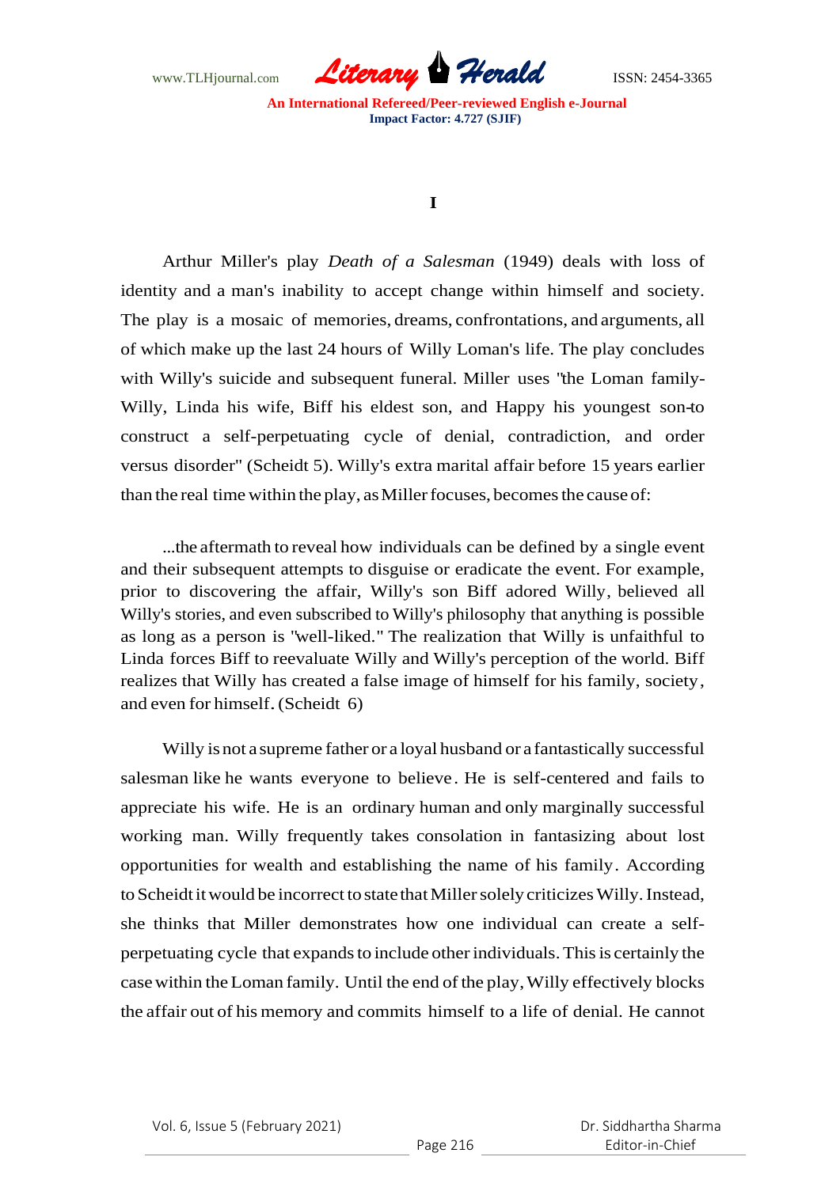**I**

Arthur Miller's play *Death of a Salesman* (1949) deals with loss of identity and a man's inability to accept change within himself and society. The play is a mosaic of memories, dreams, confrontations, and arguments, all of which make up the last 24 hours of Willy Loman's life. The play concludes with Willy's suicide and subsequent funeral. Miller uses "the Loman family-Willy, Linda his wife, Biff his eldest son, and Happy his youngest son-to construct a self-perpetuating cycle of denial, contradiction, and order versus disorder" (Scheidt 5). Willy's extra marital affair before 15 years earlier than the real time within the play, as Miller focuses, becomes the cause of:

> ...the aftermath to reveal how individuals can be defined by a single event and their subsequent attempts to disguise or eradicate the event. For example, prior to discovering the affair, Willy's son Biff adored Willy, believed all Willy's stories, and even subscribed to Willy's philosophy that anything is possible as long as a person is "well-liked." The realization that Willy is unfaithful to Linda forces Biff to reevaluate Willy and Willy's perception of the world. Biff realizes that Willy has created a false image of himself for his family, society, and even for himself. (Scheidt 6)

Willy is not a supreme father or a loyal husband or a fantastically successful salesman like he wants everyone to believe. He is self-centered and fails to appreciate his wife. He is an ordinary human and only marginally successful working man. Willy frequently takes consolation in fantasizing about lost opportunities for wealth and establishing the name of his family. According to Scheidt it would be incorrect to state that Miller solely criticizes Willy. Instead, she thinks that Miller demonstrates how one individual can create a self-perpetuating cycle that expands to include other individuals. This is certainly the case within the Loman family. Until the end of the play, Willy effectively blocks the affair out of his memory and commits himself to a life of denial. He cannot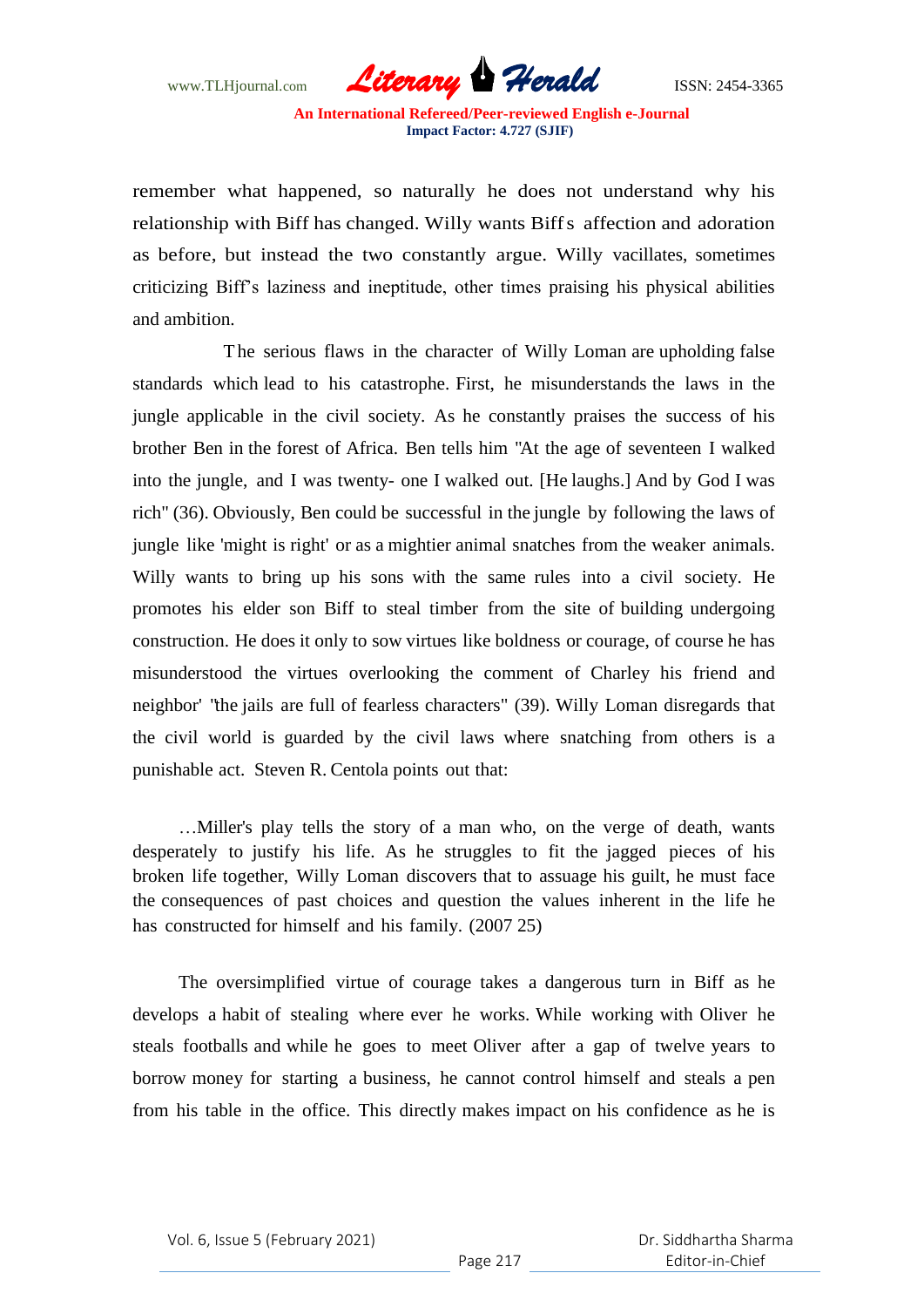remember what happened, so naturally he does not understand why his relationship with Biff has changed. Willy wants Biff's affection and adoration as before, but instead the two constantly argue. Willy vacillates, sometimes criticizing Biff's laziness and ineptitude, other times praising his physical abilities and ambition.

The serious flaws in the character of Willy Loman are upholding false standards which lead to his catastrophe. First, he misunderstands the laws in the jungle applicable in the civil society. As he constantly praises the success of his brother Ben in the forest of Africa. Ben tells him "At the age of seventeen I walked into the jungle, and I was twenty- one I walked out. [He laughs.] And by God I was rich" (36). Obviously, Ben could be successful in the jungle by following the laws of jungle like 'might is right' or as a mightier animal snatches from the weaker animals. Willy wants to bring up his sons with the same rules into a civil society. He promotes his elder son Biff to steal timber from the site of building undergoing construction. He does it only to sow virtues like boldness or courage, of course he has misunderstood the virtues overlooking the comment of Charley his friend and neighbor' "the jails are full of fearless characters" (39). Willy Loman disregards that the civil world is guarded by the civil laws where snatching from others is a punishable act. Steven R. Centola points out that:

> …Miller's play tells the story of a man who, on the verge of death, wants desperately to justify his life. As he struggles to fit the jagged pieces of his broken life together, Willy Loman discovers that to assuage his guilt, he must face the consequences of past choices and question the values inherent in the life he has constructed for himself and his family. (2007 25)

The oversimplified virtue of courage takes a dangerous turn in Biff as he develops a habit of stealing where ever he works. While working with Oliver he steals footballs and while he goes to meet Oliver after a gap of twelve years to borrow money for starting a business, he cannot control himself and steals a pen from his table in the office. This directly makes impact on his confidence as he is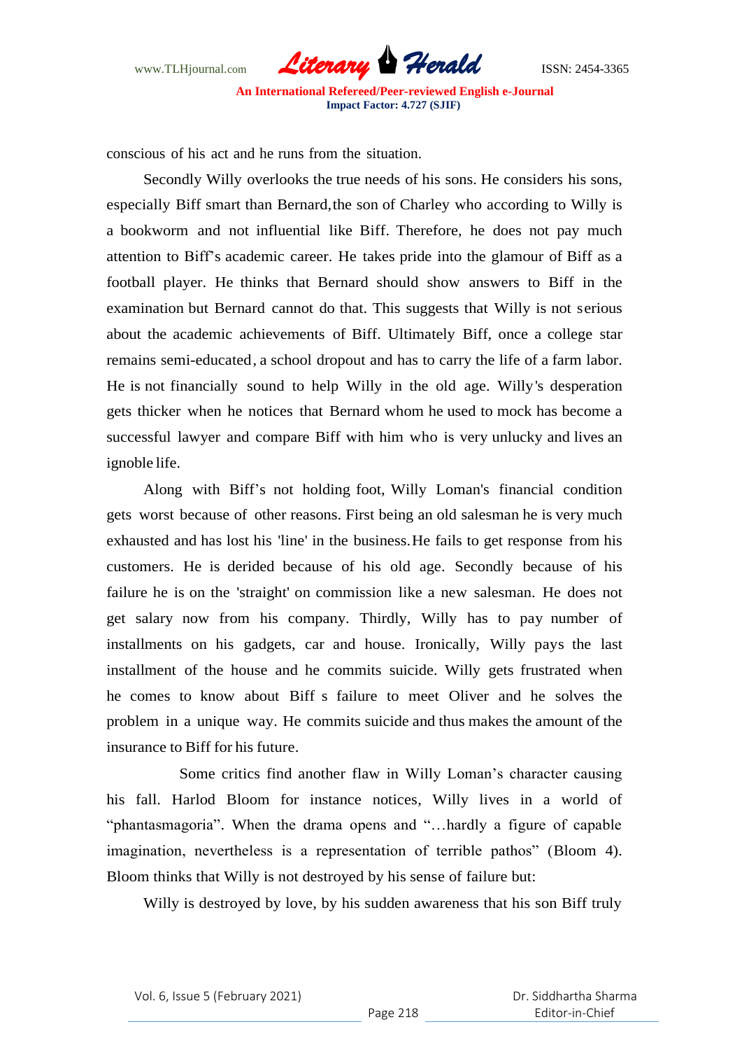conscious of his act and he runs from the situation.

Secondly Willy overlooks the true needs of his sons. He considers his sons, especially Biff smart than Bernard,the son of Charley who according to Willy is a bookworm and not influential like Biff. Therefore, he does not pay much attention to Biff's academic career. He takes pride into the glamour of Biff as a football player. He thinks that Bernard should show answers to Biff in the examination but Bernard cannot do that. This suggests that Willy is not serious about the academic achievements of Biff. Ultimately Biff, once a college star remains semi-educated, a school dropout and has to carry the life of a farm labor. He is not financially sound to help Willy in the old age. Willy's desperation gets thicker when he notices that Bernard whom he used to mock has become a successful lawyer and compare Biff with him who is very unlucky and lives an ignoble life.

Along with Biff's not holding foot, Willy Loman's financial condition gets worst because of other reasons. First being an old salesman he is very much exhausted and has lost his 'line' in the business.He fails to get response from his customers. He is derided because of his old age. Secondly because of his failure he is on the 'straight' on commission like a new salesman. He does not get salary now from his company. Thirdly, Willy has to pay number of installments on his gadgets, car and house. Ironically, Willy pays the last installment of the house and he commits suicide. Willy gets frustrated when he comes to know about Biff s failure to meet Oliver and he solves the problem in a unique way. He commits suicide and thus makes the amount of the insurance to Biff for his future.

Some critics find another flaw in Willy Loman's character causing his fall. Harlod Bloom for instance notices, Willy lives in a world of "phantasmagoria". When the drama opens and "…hardly a figure of capable imagination, nevertheless is a representation of terrible pathos" (Bloom 4). Bloom thinks that Willy is not destroyed by his sense of failure but:

Willy is destroyed by love, by his sudden awareness that his son Biff truly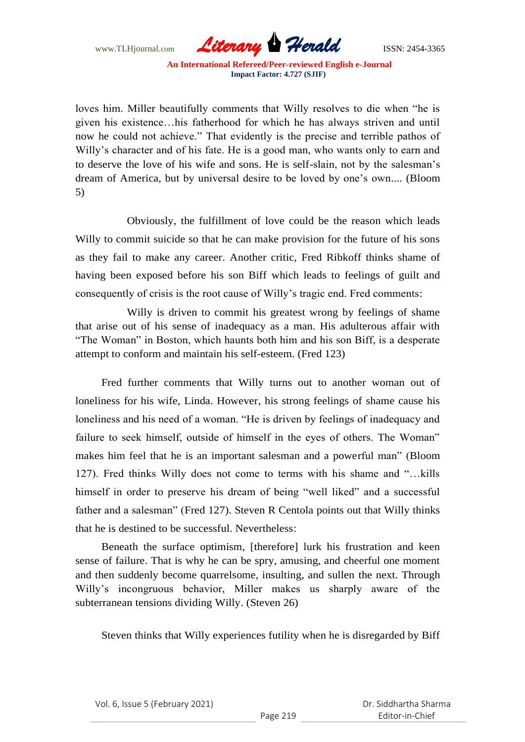loves him. Miller beautifully comments that Willy resolves to die when "he is given his existence…his fatherhood for which he has always striven and until now he could not achieve." That evidently is the precise and terrible pathos of Willy's character and of his fate. He is a good man, who wants only to earn and to deserve the love of his wife and sons. He is self-slain, not by the salesman's dream of America, but by universal desire to be loved by one's own.... (Bloom 5)

Obviously, the fulfillment of love could be the reason which leads Willy to commit suicide so that he can make provision for the future of his sons as they fail to make any career. Another critic, Fred Ribkoff thinks shame of having been exposed before his son Biff which leads to feelings of guilt and consequently of crisis is the root cause of Willy's tragic end. Fred comments:

> Willy is driven to commit his greatest wrong by feelings of shame that arise out of his sense of inadequacy as a man. His adulterous affair with "The Woman" in Boston, which haunts both him and his son Biff, is a desperate attempt to conform and maintain his self-esteem. (Fred 123)

Fred further comments that Willy turns out to another woman out of loneliness for his wife, Linda. However, his strong feelings of shame cause his loneliness and his need of a woman. "He is driven by feelings of inadequacy and failure to seek himself, outside of himself in the eyes of others. The Woman" makes him feel that he is an important salesman and a powerful man" (Bloom 127). Fred thinks Willy does not come to terms with his shame and "…kills himself in order to preserve his dream of being "well liked" and a successful father and a salesman" (Fred 127). Steven R Centola points out that Willy thinks that he is destined to be successful. Nevertheless:

> Beneath the surface optimism, [therefore] lurk his frustration and keen sense of failure. That is why he can be spry, amusing, and cheerful one moment and then suddenly become quarrelsome, insulting, and sullen the next. Through Willy's incongruous behavior, Miller makes us sharply aware of the subterranean tensions dividing Willy. (Steven 26)

Steven thinks that Willy experiences futility when he is disregarded by Biff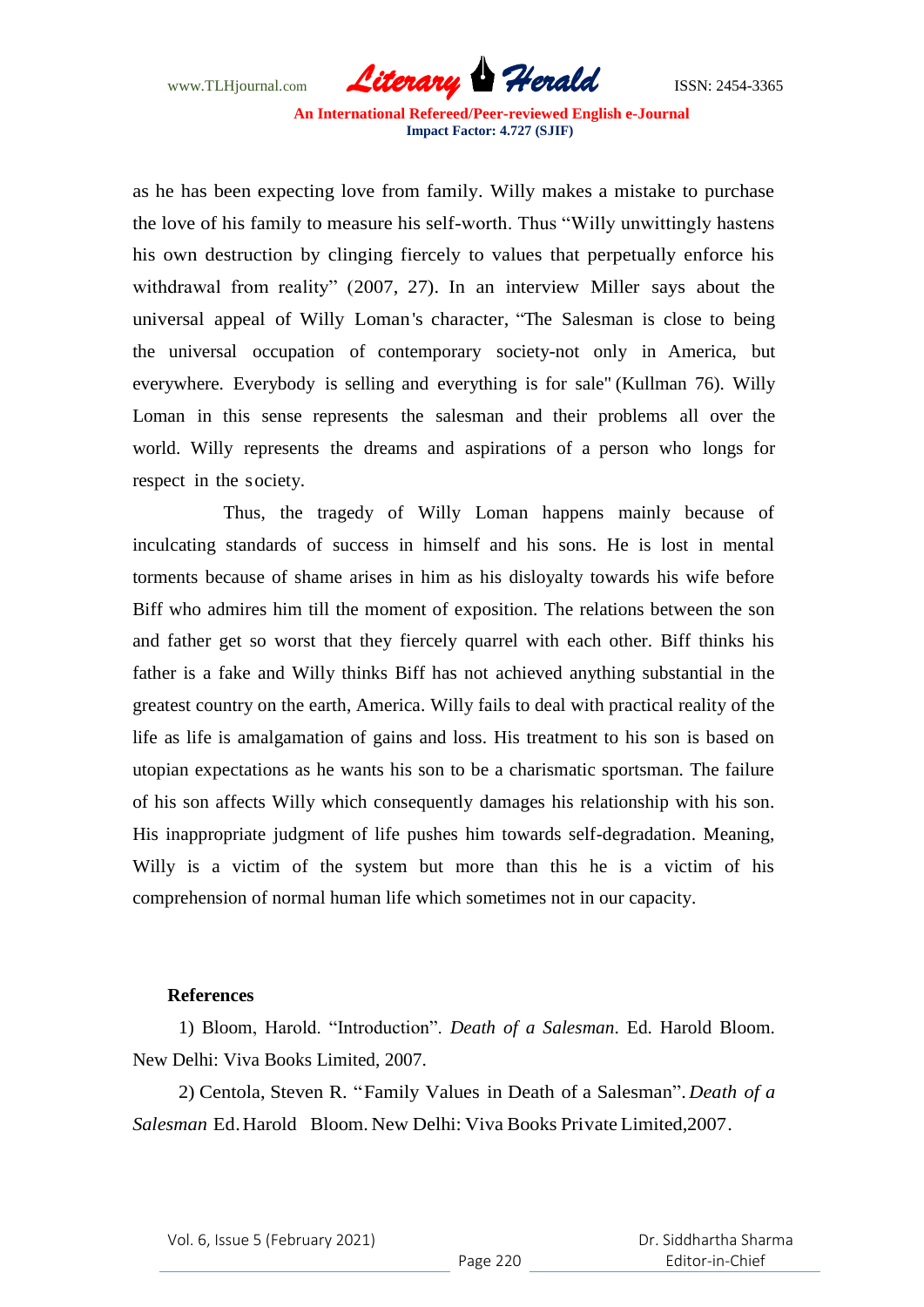as he has been expecting love from family. Willy makes a mistake to purchase the love of his family to measure his self-worth. Thus "Willy unwittingly hastens his own destruction by clinging fiercely to values that perpetually enforce his withdrawal from reality" (2007, 27). In an interview Miller says about the universal appeal of Willy Loman's character, "The Salesman is close to being the universal occupation of contemporary society-not only in America, but everywhere. Everybody is selling and everything is for sale" (Kullman 76). Willy Loman in this sense represents the salesman and their problems all over the world. Willy represents the dreams and aspirations of a person who longs for respect in the society.

Thus, the tragedy of Willy Loman happens mainly because of inculcating standards of success in himself and his sons. He is lost in mental torments because of shame arises in him as his disloyalty towards his wife before Biff who admires him till the moment of exposition. The relations between the son and father get so worst that they fiercely quarrel with each other. Biff thinks his father is a fake and Willy thinks Biff has not achieved anything substantial in the greatest country on the earth, America. Willy fails to deal with practical reality of the life as life is amalgamation of gains and loss. His treatment to his son is based on utopian expectations as he wants his son to be a charismatic sportsman. The failure of his son affects Willy which consequently damages his relationship with his son. His inappropriate judgment of life pushes him towards self-degradation. Meaning, Willy is a victim of the system but more than this he is a victim of his comprehension of normal human life which sometimes not in our capacity.

**References**

1) Bloom, Harold. "Introduction". *Death of a Salesman*. Ed. Harold Bloom. New Delhi: Viva Books Limited, 2007.

2) Centola, Steven R. "Family Values in Death of a Salesman". *Death of a Salesman* Ed. Harold Bloom. New Delhi: Viva Books Private Limited,2007.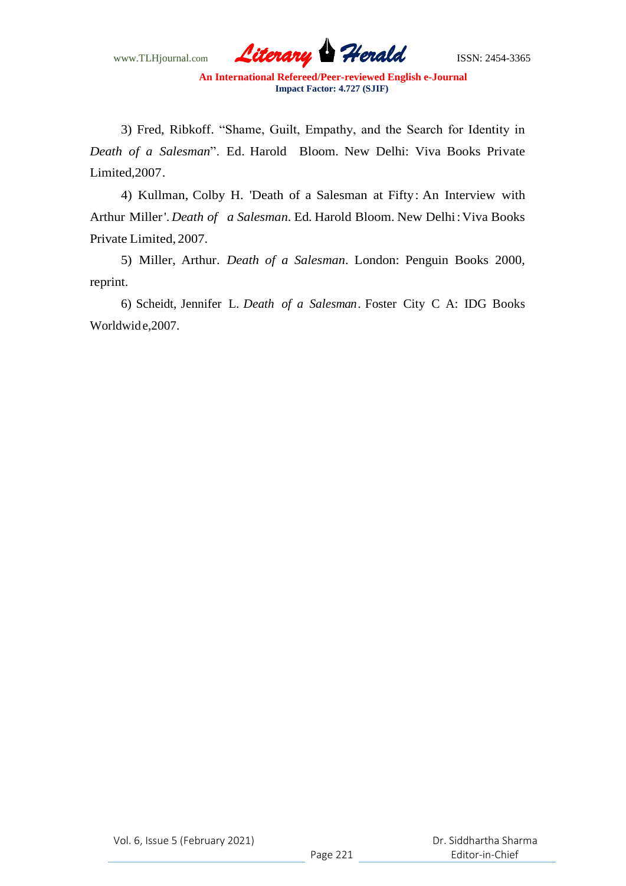3) Fred, Ribkoff. "Shame, Guilt, Empathy, and the Search for Identity in *Death of a Salesman*". Ed. Harold Bloom. New Delhi: Viva Books Private Limited,2007.

4) Kullman, Colby H. 'Death of a Salesman at Fifty: An Interview with Arthur Miller'. *Death of a Salesman*. Ed. Harold Bloom. New Delhi: Viva Books Private Limited, 2007.

5) Miller, Arthur. *Death of a Salesman*. London: Penguin Books 2000, reprint.

6) Scheidt, Jennifer L. *Death of a Salesman*. Foster City C A: IDG Books Worldwide,2007.